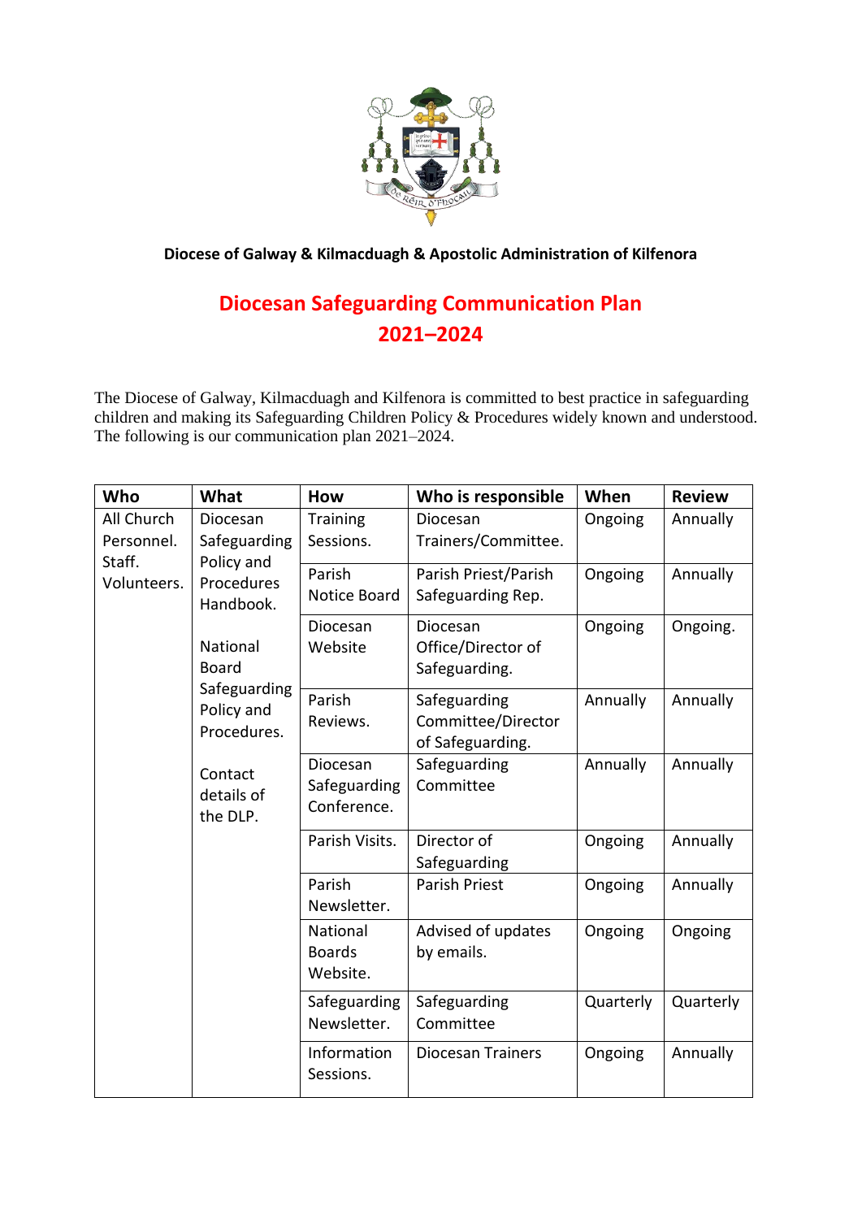**Diocese of Galway & Kilmacduagh & Apostolic Administration of Kilfenora**

# Diocesan Safeguarding Communication Plan 2021–2024

The Diocese of Galway, Kilmacduagh and Kilfenora is committed to best practice in safeguarding children and making its Safeguarding Children Policy & Procedures widely known and understood. The following is our communication plan 2021–2024.

| Who | What | How | Who is responsible | When | Review |
|---|---|---|---|---|---|
| All Church Personnel. Staff. Volunteers. | Diocesan Safeguarding Policy and Procedures Handbook. National Board Safeguarding Policy and Procedures. Contact details of the DLP. | Training Sessions. | Diocesan Trainers/Committee. | Ongoing | Annually |
| | | Parish Notice Board | Parish Priest/Parish Safeguarding Rep. | Ongoing | Annually |
| | | Diocesan Website | Diocesan Office/Director of Safeguarding. | Ongoing | Ongoing. |
| | | Parish Reviews. | Safeguarding Committee/Director of Safeguarding. | Annually | Annually |
| | | Diocesan Safeguarding Conference. | Safeguarding Committee | Annually | Annually |
| | | Parish Visits. | Director of Safeguarding | Ongoing | Annually |
| | | Parish Newsletter. | Parish Priest | Ongoing | Annually |
| | | National Boards Website. | Advised of updates by emails. | Ongoing | Ongoing |
| | | Safeguarding Newsletter. | Safeguarding Committee | Quarterly | Quarterly |
| | | Information Sessions. | Diocesan Trainers | Ongoing | Annually |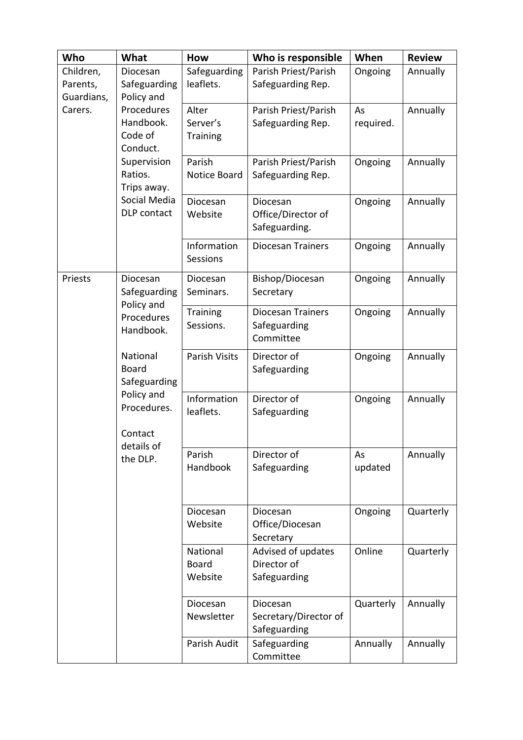| Who | What | How | Who is responsible | When | Review |
|---|---|---|---|---|---|
| Children, Parents, Guardians, Carers. | Diocesan Safeguarding Policy and Procedures Handbook. Code of Conduct. Supervision Ratios. Trips away. Social Media DLP contact | Safeguarding leaflets. | Parish Priest/Parish Safeguarding Rep. | Ongoing | Annually |
| | | Alter Server's Training | Parish Priest/Parish Safeguarding Rep. | As required. | Annually |
| | | Parish Notice Board | Parish Priest/Parish Safeguarding Rep. | Ongoing | Annually |
| | | Diocesan Website | Diocesan Office/Director of Safeguarding. | Ongoing | Annually |
| | | Information Sessions | Diocesan Trainers | Ongoing | Annually |
| Priests | Diocesan Safeguarding Policy and Procedures Handbook. National Board Safeguarding Policy and Procedures. Contact details of the DLP. | Diocesan Seminars. | Bishop/Diocesan Secretary | Ongoing | Annually |
| | | Training Sessions. | Diocesan Trainers Safeguarding Committee | Ongoing | Annually |
| | | Parish Visits | Director of Safeguarding | Ongoing | Annually |
| | | Information leaflets. | Director of Safeguarding | Ongoing | Annually |
| | | Parish Handbook | Director of Safeguarding | As updated | Annually |
| | | Diocesan Website | Diocesan Office/Diocesan Secretary | Ongoing | Quarterly |
| | | National Board Website | Advised of updates Director of Safeguarding | Online | Quarterly |
| | | Diocesan Newsletter | Diocesan Secretary/Director of Safeguarding | Quarterly | Annually |
| | | Parish Audit | Safeguarding Committee | Annually | Annually |